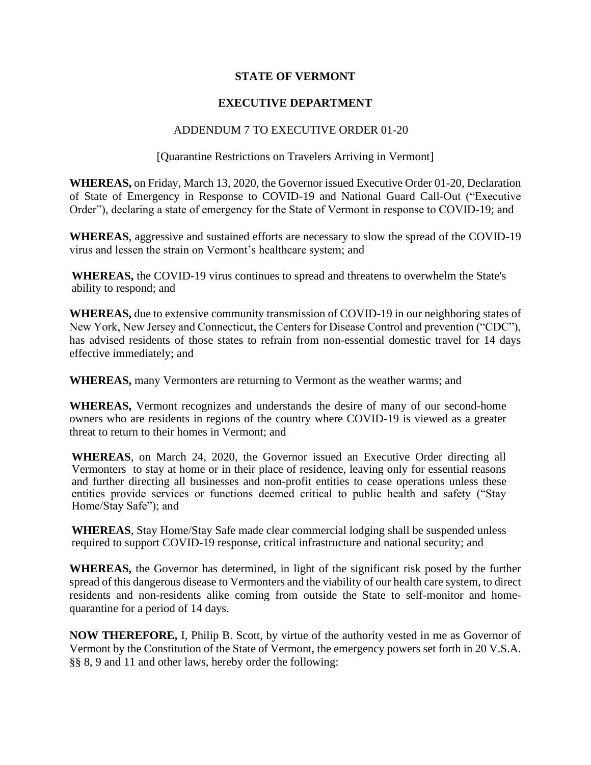# STATE OF VERMONT

## EXECUTIVE DEPARTMENT

### ADDENDUM 7 TO EXECUTIVE ORDER 01-20

[Quarantine Restrictions on Travelers Arriving in Vermont]

**WHEREAS,** on Friday, March 13, 2020, the Governor issued Executive Order 01-20, Declaration of State of Emergency in Response to COVID-19 and National Guard Call-Out ("Executive Order"), declaring a state of emergency for the State of Vermont in response to COVID-19; and

**WHEREAS**, aggressive and sustained efforts are necessary to slow the spread of the COVID-19 virus and lessen the strain on Vermont's healthcare system; and

**WHEREAS,** the COVID-19 virus continues to spread and threatens to overwhelm the State's ability to respond; and

**WHEREAS,** due to extensive community transmission of COVID-19 in our neighboring states of New York, New Jersey and Connecticut, the Centers for Disease Control and prevention ("CDC"), has advised residents of those states to refrain from non-essential domestic travel for 14 days effective immediately; and

**WHEREAS,** many Vermonters are returning to Vermont as the weather warms; and

**WHEREAS,** Vermont recognizes and understands the desire of many of our second-home owners who are residents in regions of the country where COVID-19 is viewed as a greater threat to return to their homes in Vermont; and

**WHEREAS**, on March 24, 2020, the Governor issued an Executive Order directing all Vermonters to stay at home or in their place of residence, leaving only for essential reasons and further directing all businesses and non-profit entities to cease operations unless these entities provide services or functions deemed critical to public health and safety ("Stay Home/Stay Safe"); and

**WHEREAS**, Stay Home/Stay Safe made clear commercial lodging shall be suspended unless required to support COVID-19 response, critical infrastructure and national security; and

**WHEREAS,** the Governor has determined, in light of the significant risk posed by the further spread of this dangerous disease to Vermonters and the viability of our health care system, to direct residents and non-residents alike coming from outside the State to self-monitor and home-quarantine for a period of 14 days.

**NOW THEREFORE,** I, Philip B. Scott, by virtue of the authority vested in me as Governor of Vermont by the Constitution of the State of Vermont, the emergency powers set forth in 20 V.S.A. §§ 8, 9 and 11 and other laws, hereby order the following: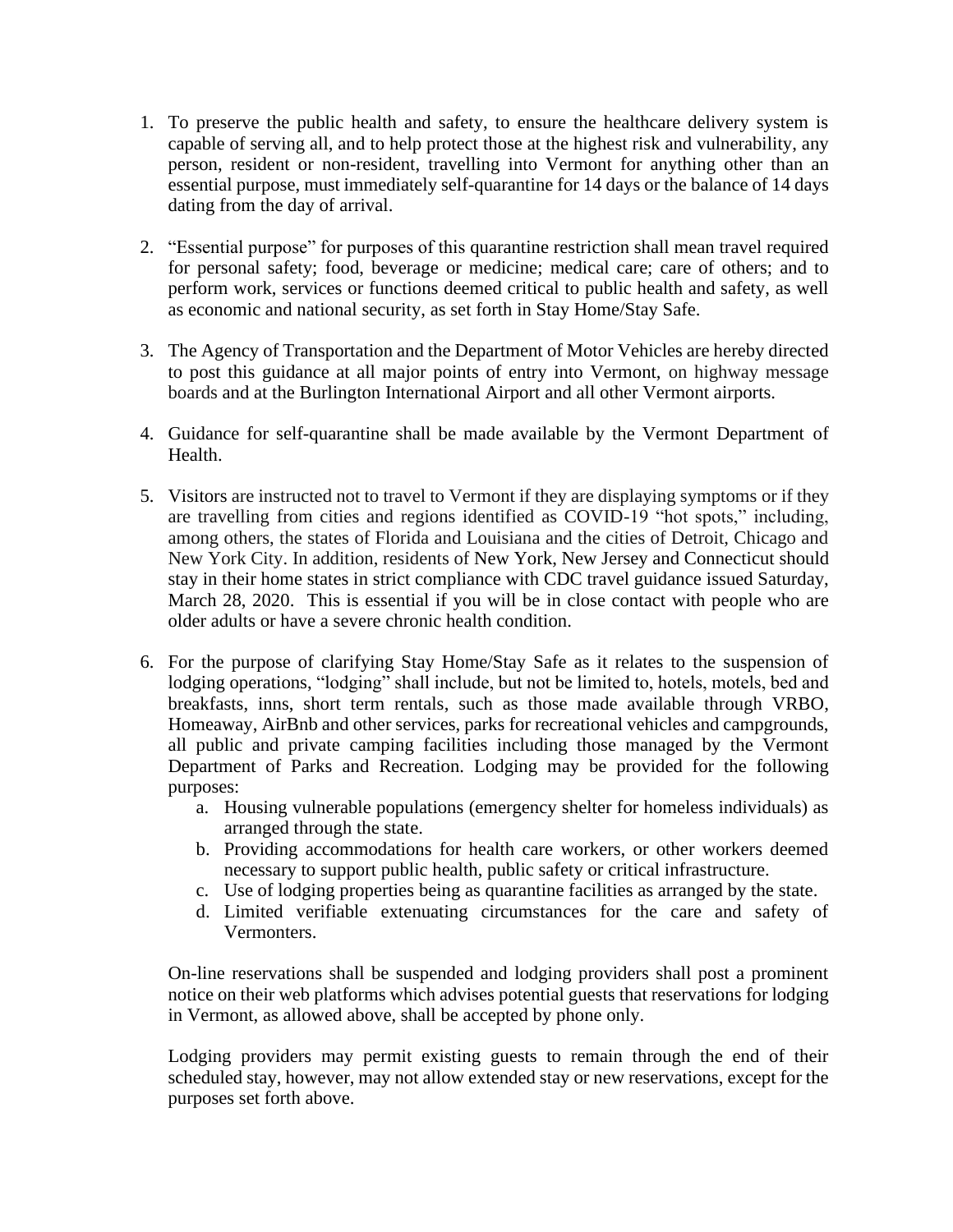1. To preserve the public health and safety, to ensure the healthcare delivery system is capable of serving all, and to help protect those at the highest risk and vulnerability, any person, resident or non-resident, travelling into Vermont for anything other than an essential purpose, must immediately self-quarantine for 14 days or the balance of 14 days dating from the day of arrival.

2. "Essential purpose" for purposes of this quarantine restriction shall mean travel required for personal safety; food, beverage or medicine; medical care; care of others; and to perform work, services or functions deemed critical to public health and safety, as well as economic and national security, as set forth in Stay Home/Stay Safe.

3. The Agency of Transportation and the Department of Motor Vehicles are hereby directed to post this guidance at all major points of entry into Vermont, on highway message boards and at the Burlington International Airport and all other Vermont airports.

4. Guidance for self-quarantine shall be made available by the Vermont Department of Health.

5. Visitors are instructed not to travel to Vermont if they are displaying symptoms or if they are travelling from cities and regions identified as COVID-19 "hot spots," including, among others, the states of Florida and Louisiana and the cities of Detroit, Chicago and New York City. In addition, residents of New York, New Jersey and Connecticut should stay in their home states in strict compliance with CDC travel guidance issued Saturday, March 28, 2020. This is essential if you will be in close contact with people who are older adults or have a severe chronic health condition.

6. For the purpose of clarifying Stay Home/Stay Safe as it relates to the suspension of lodging operations, "lodging" shall include, but not be limited to, hotels, motels, bed and breakfasts, inns, short term rentals, such as those made available through VRBO, Homeaway, AirBnb and other services, parks for recreational vehicles and campgrounds, all public and private camping facilities including those managed by the Vermont Department of Parks and Recreation. Lodging may be provided for the following purposes:
   a. Housing vulnerable populations (emergency shelter for homeless individuals) as arranged through the state.
   b. Providing accommodations for health care workers, or other workers deemed necessary to support public health, public safety or critical infrastructure.
   c. Use of lodging properties being as quarantine facilities as arranged by the state.
   d. Limited verifiable extenuating circumstances for the care and safety of Vermonters.

   On-line reservations shall be suspended and lodging providers shall post a prominent notice on their web platforms which advises potential guests that reservations for lodging in Vermont, as allowed above, shall be accepted by phone only.

   Lodging providers may permit existing guests to remain through the end of their scheduled stay, however, may not allow extended stay or new reservations, except for the purposes set forth above.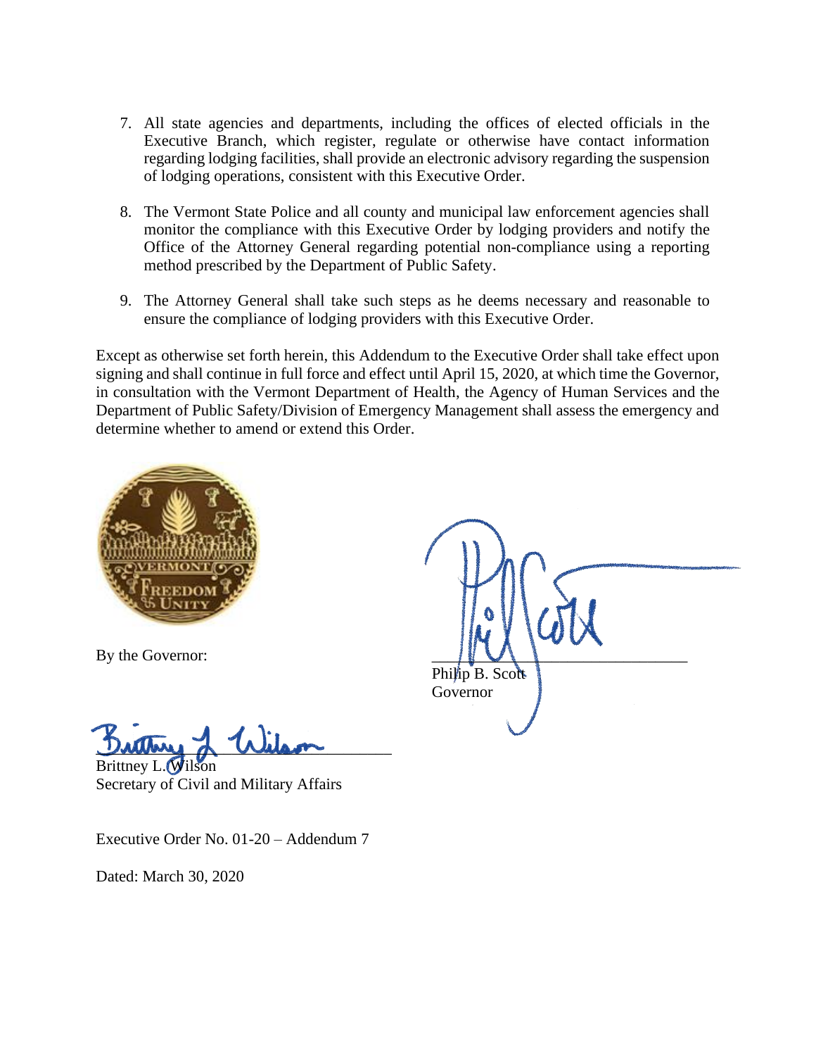7. All state agencies and departments, including the offices of elected officials in the Executive Branch, which register, regulate or otherwise have contact information regarding lodging facilities, shall provide an electronic advisory regarding the suspension of lodging operations, consistent with this Executive Order.

8. The Vermont State Police and all county and municipal law enforcement agencies shall monitor the compliance with this Executive Order by lodging providers and notify the Office of the Attorney General regarding potential non-compliance using a reporting method prescribed by the Department of Public Safety.

9. The Attorney General shall take such steps as he deems necessary and reasonable to ensure the compliance of lodging providers with this Executive Order.

Except as otherwise set forth herein, this Addendum to the Executive Order shall take effect upon signing and shall continue in full force and effect until April 15, 2020, at which time the Governor, in consultation with the Vermont Department of Health, the Agency of Human Services and the Department of Public Safety/Division of Emergency Management shall assess the emergency and determine whether to amend or extend this Order.

VERMONT
FREEDOM
UNITY

Philip B. Scott
Governor

By the Governor:

Brittney L. Wilson
Secretary of Civil and Military Affairs

Executive Order No. 01-20 – Addendum 7

Dated: March 30, 2020